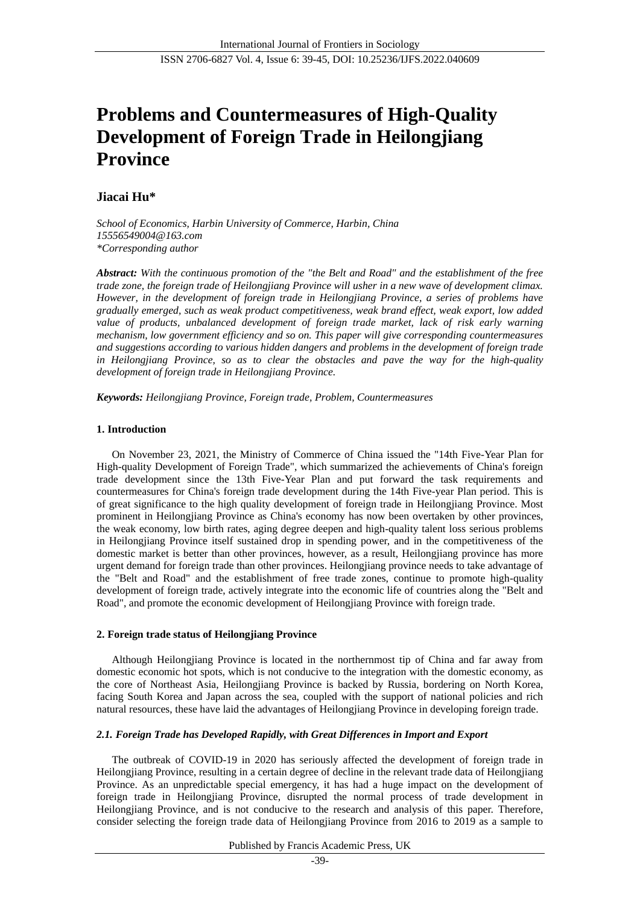# Problems and Countermeasures of High-Quality Development of Foreign Trade in Heilongjiang Province

**Jiacai Hu***

*School of Economics, Harbin University of Commerce, Harbin, China*
*15556549004@163.com*
*\*Corresponding author*

***Abstract:*** *With the continuous promotion of the "the Belt and Road" and the establishment of the free trade zone, the foreign trade of Heilongjiang Province will usher in a new wave of development climax. However, in the development of foreign trade in Heilongjiang Province, a series of problems have gradually emerged, such as weak product competitiveness, weak brand effect, weak export, low added value of products, unbalanced development of foreign trade market, lack of risk early warning mechanism, low government efficiency and so on. This paper will give corresponding countermeasures and suggestions according to various hidden dangers and problems in the development of foreign trade in Heilongjiang Province, so as to clear the obstacles and pave the way for the high-quality development of foreign trade in Heilongjiang Province.*

***Keywords:*** *Heilongjiang Province, Foreign trade, Problem, Countermeasures*

## 1. Introduction

On November 23, 2021, the Ministry of Commerce of China issued the "14th Five-Year Plan for High-quality Development of Foreign Trade", which summarized the achievements of China's foreign trade development since the 13th Five-Year Plan and put forward the task requirements and countermeasures for China's foreign trade development during the 14th Five-year Plan period. This is of great significance to the high quality development of foreign trade in Heilongjiang Province. Most prominent in Heilongjiang Province as China's economy has now been overtaken by other provinces, the weak economy, low birth rates, aging degree deepen and high-quality talent loss serious problems in Heilongjiang Province itself sustained drop in spending power, and in the competitiveness of the domestic market is better than other provinces, however, as a result, Heilongjiang province has more urgent demand for foreign trade than other provinces. Heilongjiang province needs to take advantage of the "Belt and Road" and the establishment of free trade zones, continue to promote high-quality development of foreign trade, actively integrate into the economic life of countries along the "Belt and Road", and promote the economic development of Heilongjiang Province with foreign trade.

## 2. Foreign trade status of Heilongjiang Province

Although Heilongjiang Province is located in the northernmost tip of China and far away from domestic economic hot spots, which is not conducive to the integration with the domestic economy, as the core of Northeast Asia, Heilongjiang Province is backed by Russia, bordering on North Korea, facing South Korea and Japan across the sea, coupled with the support of national policies and rich natural resources, these have laid the advantages of Heilongjiang Province in developing foreign trade.

### *2.1. Foreign Trade has Developed Rapidly, with Great Differences in Import and Export*

The outbreak of COVID-19 in 2020 has seriously affected the development of foreign trade in Heilongjiang Province, resulting in a certain degree of decline in the relevant trade data of Heilongjiang Province. As an unpredictable special emergency, it has had a huge impact on the development of foreign trade in Heilongjiang Province, disrupted the normal process of trade development in Heilongjiang Province, and is not conducive to the research and analysis of this paper. Therefore, consider selecting the foreign trade data of Heilongjiang Province from 2016 to 2019 as a sample to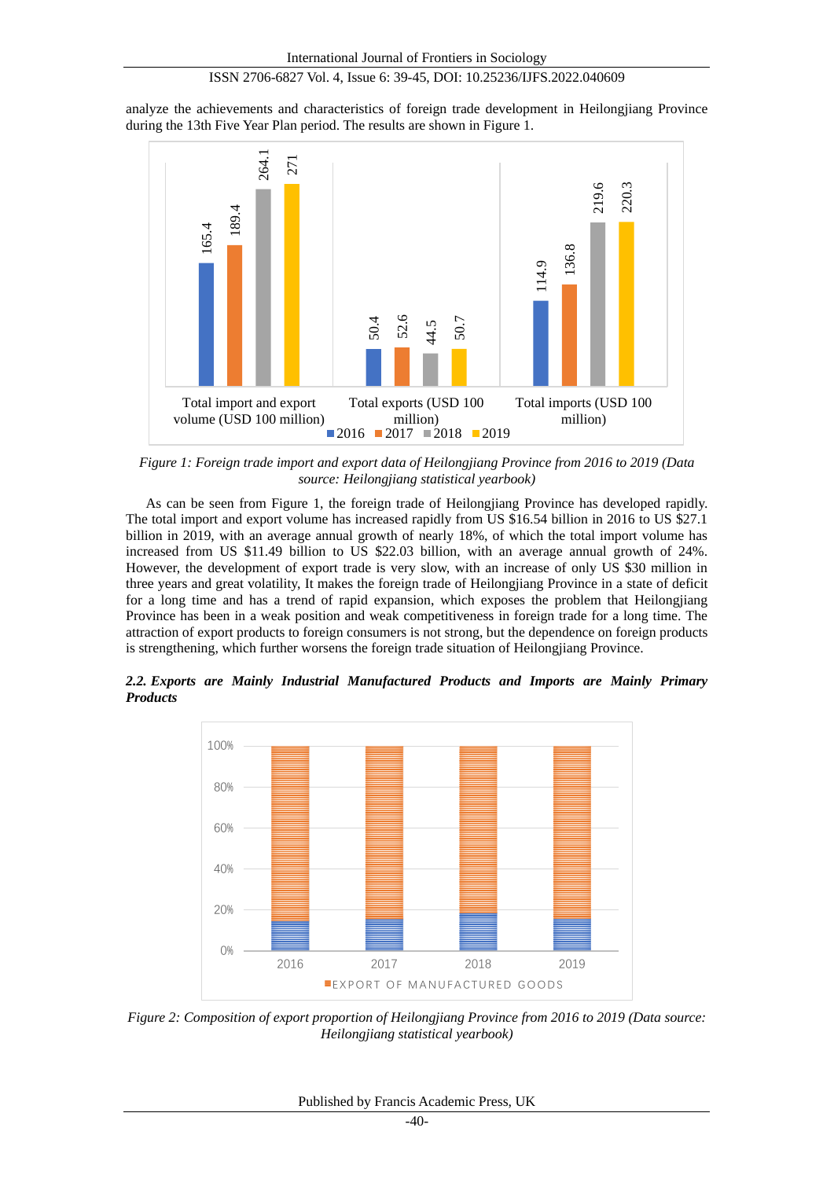analyze the achievements and characteristics of foreign trade development in Heilongjiang Province during the 13th Five Year Plan period. The results are shown in Figure 1.

*Figure 1: Foreign trade import and export data of Heilongjiang Province from 2016 to 2019 (Data source: Heilongjiang statistical yearbook)*

As can be seen from Figure 1, the foreign trade of Heilongjiang Province has developed rapidly. The total import and export volume has increased rapidly from US $16.54 billion in 2016 to US $27.1 billion in 2019, with an average annual growth of nearly 18%, of which the total import volume has increased from US $11.49 billion to US $22.03 billion, with an average annual growth of 24%. However, the development of export trade is very slow, with an increase of only US $30 million in three years and great volatility, It makes the foreign trade of Heilongjiang Province in a state of deficit for a long time and has a trend of rapid expansion, which exposes the problem that Heilongjiang Province has been in a weak position and weak competitiveness in foreign trade for a long time. The attraction of export products to foreign consumers is not strong, but the dependence on foreign products is strengthening, which further worsens the foreign trade situation of Heilongjiang Province.

### *2.2. Exports are Mainly Industrial Manufactured Products and Imports are Mainly Primary Products*

*Figure 2: Composition of export proportion of Heilongjiang Province from 2016 to 2019 (Data source: Heilongjiang statistical yearbook)*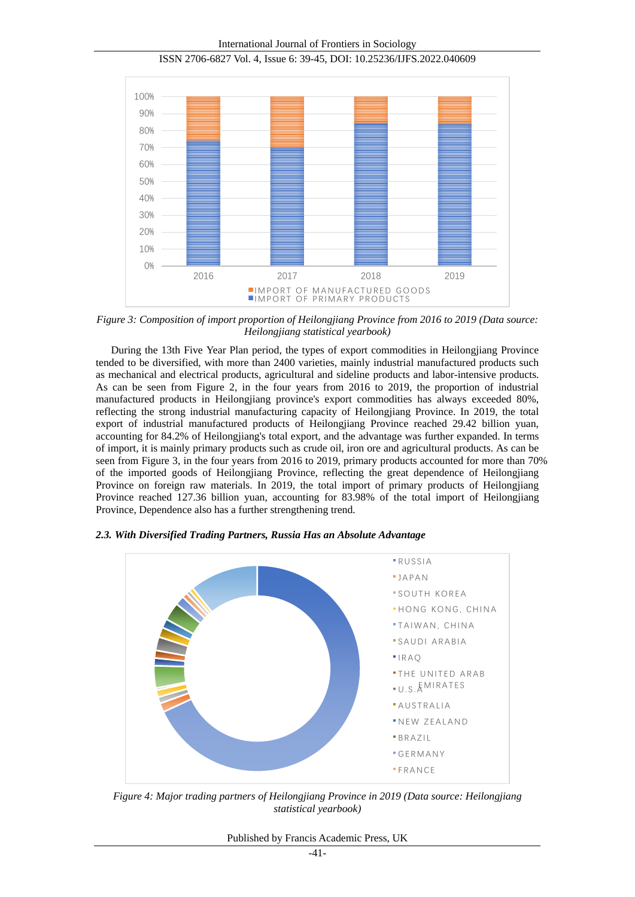Figure 3: Composition of import proportion of Heilongjiang Province from 2016 to 2019 (Data source: Heilongjiang statistical yearbook)

During the 13th Five Year Plan period, the types of export commodities in Heilongjiang Province tended to be diversified, with more than 2400 varieties, mainly industrial manufactured products such as mechanical and electrical products, agricultural and sideline products and labor-intensive products. As can be seen from Figure 2, in the four years from 2016 to 2019, the proportion of industrial manufactured products in Heilongjiang province's export commodities has always exceeded 80%, reflecting the strong industrial manufacturing capacity of Heilongjiang Province. In 2019, the total export of industrial manufactured products of Heilongjiang Province reached 29.42 billion yuan, accounting for 84.2% of Heilongjiang's total export, and the advantage was further expanded. In terms of import, it is mainly primary products such as crude oil, iron ore and agricultural products. As can be seen from Figure 3, in the four years from 2016 to 2019, primary products accounted for more than 70% of the imported goods of Heilongjiang Province, reflecting the great dependence of Heilongjiang Province on foreign raw materials. In 2019, the total import of primary products of Heilongjiang Province reached 127.36 billion yuan, accounting for 83.98% of the total import of Heilongjiang Province, Dependence also has a further strengthening trend.

### *2.3. With Diversified Trading Partners, Russia Has an Absolute Advantage*

Figure 4: Major trading partners of Heilongjiang Province in 2019 (Data source: Heilongjiang statistical yearbook)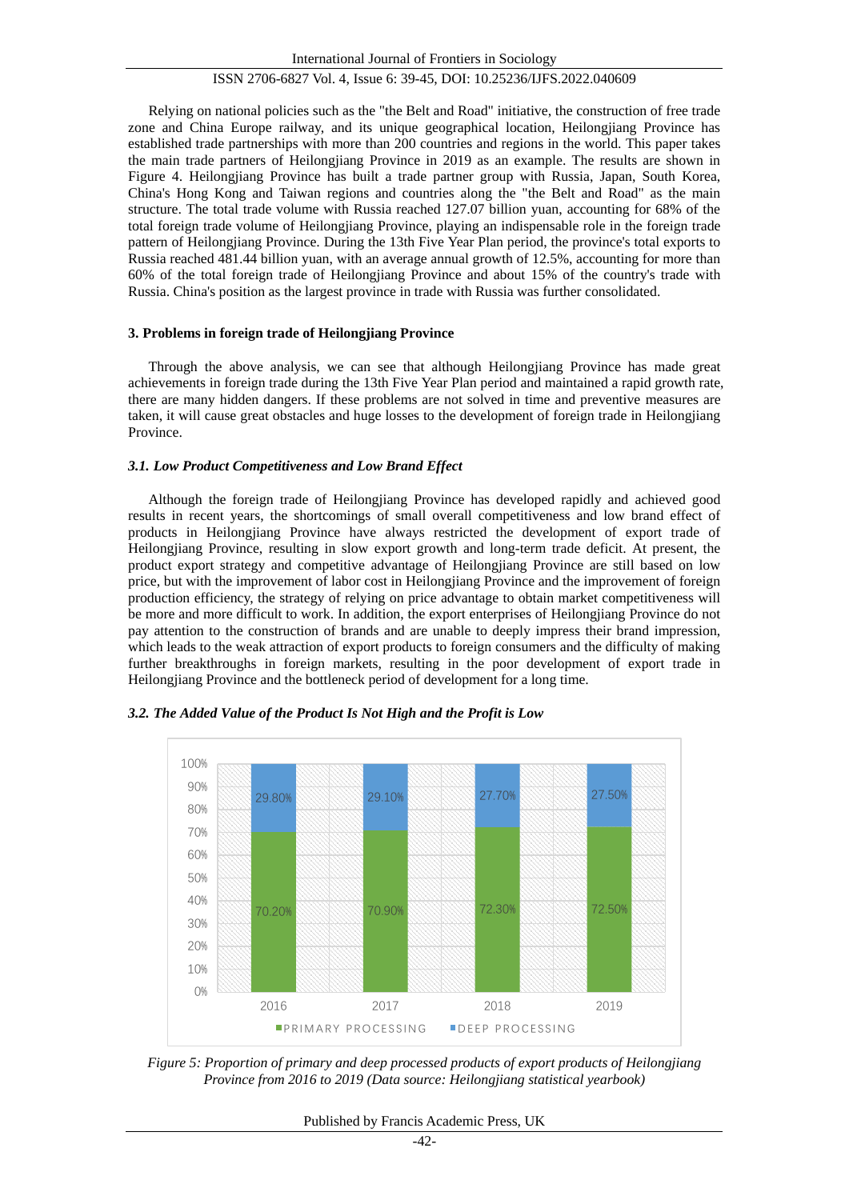Relying on national policies such as the "the Belt and Road" initiative, the construction of free trade zone and China Europe railway, and its unique geographical location, Heilongjiang Province has established trade partnerships with more than 200 countries and regions in the world. This paper takes the main trade partners of Heilongjiang Province in 2019 as an example. The results are shown in Figure 4. Heilongjiang Province has built a trade partner group with Russia, Japan, South Korea, China's Hong Kong and Taiwan regions and countries along the "the Belt and Road" as the main structure. The total trade volume with Russia reached 127.07 billion yuan, accounting for 68% of the total foreign trade volume of Heilongjiang Province, playing an indispensable role in the foreign trade pattern of Heilongjiang Province. During the 13th Five Year Plan period, the province's total exports to Russia reached 481.44 billion yuan, with an average annual growth of 12.5%, accounting for more than 60% of the total foreign trade of Heilongjiang Province and about 15% of the country's trade with Russia. China's position as the largest province in trade with Russia was further consolidated.

## 3. Problems in foreign trade of Heilongjiang Province

Through the above analysis, we can see that although Heilongjiang Province has made great achievements in foreign trade during the 13th Five Year Plan period and maintained a rapid growth rate, there are many hidden dangers. If these problems are not solved in time and preventive measures are taken, it will cause great obstacles and huge losses to the development of foreign trade in Heilongjiang Province.

### *3.1. Low Product Competitiveness and Low Brand Effect*

Although the foreign trade of Heilongjiang Province has developed rapidly and achieved good results in recent years, the shortcomings of small overall competitiveness and low brand effect of products in Heilongjiang Province have always restricted the development of export trade of Heilongjiang Province, resulting in slow export growth and long-term trade deficit. At present, the product export strategy and competitive advantage of Heilongjiang Province are still based on low price, but with the improvement of labor cost in Heilongjiang Province and the improvement of foreign production efficiency, the strategy of relying on price advantage to obtain market competitiveness will be more and more difficult to work. In addition, the export enterprises of Heilongjiang Province do not pay attention to the construction of brands and are unable to deeply impress their brand impression, which leads to the weak attraction of export products to foreign consumers and the difficulty of making further breakthroughs in foreign markets, resulting in the poor development of export trade in Heilongjiang Province and the bottleneck period of development for a long time.

### *3.2. The Added Value of the Product Is Not High and the Profit is Low*

| Year | Primary processing | Deep processing |
|---|---|---|
| 2016 | 70.20% | 29.80% |
| 2017 | 70.90% | 29.10% |
| 2018 | 72.30% | 27.70% |
| 2019 | 72.50% | 27.50% |

*Figure 5: Proportion of primary and deep processed products of export products of Heilongjiang Province from 2016 to 2019 (Data source: Heilongjiang statistical yearbook)*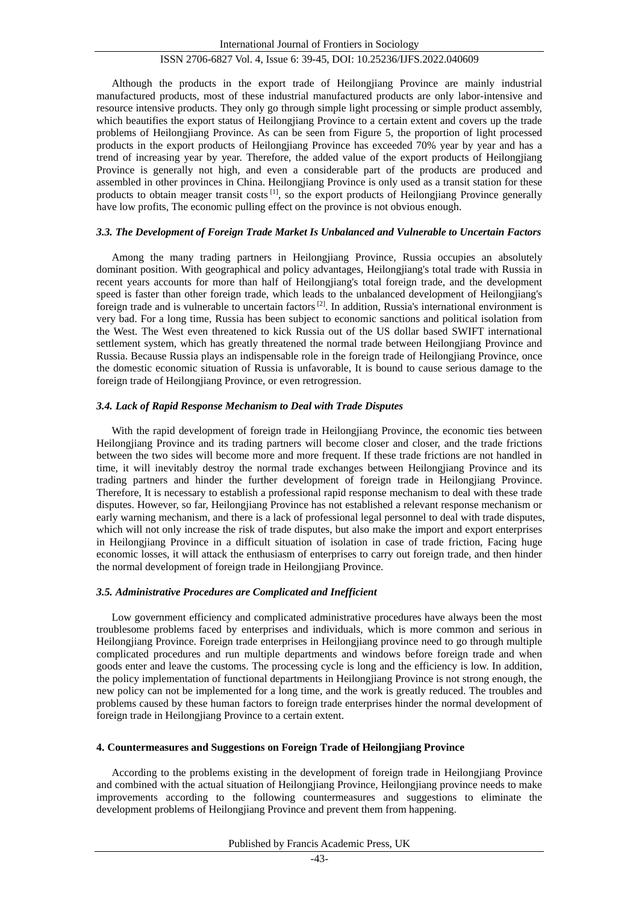Although the products in the export trade of Heilongjiang Province are mainly industrial manufactured products, most of these industrial manufactured products are only labor-intensive and resource intensive products. They only go through simple light processing or simple product assembly, which beautifies the export status of Heilongjiang Province to a certain extent and covers up the trade problems of Heilongjiang Province. As can be seen from Figure 5, the proportion of light processed products in the export products of Heilongjiang Province has exceeded 70% year by year and has a trend of increasing year by year. Therefore, the added value of the export products of Heilongjiang Province is generally not high, and even a considerable part of the products are produced and assembled in other provinces in China. Heilongjiang Province is only used as a transit station for these products to obtain meager transit costs [1], so the export products of Heilongjiang Province generally have low profits, The economic pulling effect on the province is not obvious enough.

### *3.3. The Development of Foreign Trade Market Is Unbalanced and Vulnerable to Uncertain Factors*

Among the many trading partners in Heilongjiang Province, Russia occupies an absolutely dominant position. With geographical and policy advantages, Heilongjiang's total trade with Russia in recent years accounts for more than half of Heilongjiang's total foreign trade, and the development speed is faster than other foreign trade, which leads to the unbalanced development of Heilongjiang's foreign trade and is vulnerable to uncertain factors [2]. In addition, Russia's international environment is very bad. For a long time, Russia has been subject to economic sanctions and political isolation from the West. The West even threatened to kick Russia out of the US dollar based SWIFT international settlement system, which has greatly threatened the normal trade between Heilongjiang Province and Russia. Because Russia plays an indispensable role in the foreign trade of Heilongjiang Province, once the domestic economic situation of Russia is unfavorable, It is bound to cause serious damage to the foreign trade of Heilongjiang Province, or even retrogression.

### *3.4. Lack of Rapid Response Mechanism to Deal with Trade Disputes*

With the rapid development of foreign trade in Heilongjiang Province, the economic ties between Heilongjiang Province and its trading partners will become closer and closer, and the trade frictions between the two sides will become more and more frequent. If these trade frictions are not handled in time, it will inevitably destroy the normal trade exchanges between Heilongjiang Province and its trading partners and hinder the further development of foreign trade in Heilongjiang Province. Therefore, It is necessary to establish a professional rapid response mechanism to deal with these trade disputes. However, so far, Heilongjiang Province has not established a relevant response mechanism or early warning mechanism, and there is a lack of professional legal personnel to deal with trade disputes, which will not only increase the risk of trade disputes, but also make the import and export enterprises in Heilongjiang Province in a difficult situation of isolation in case of trade friction, Facing huge economic losses, it will attack the enthusiasm of enterprises to carry out foreign trade, and then hinder the normal development of foreign trade in Heilongjiang Province.

### *3.5. Administrative Procedures are Complicated and Inefficient*

Low government efficiency and complicated administrative procedures have always been the most troublesome problems faced by enterprises and individuals, which is more common and serious in Heilongjiang Province. Foreign trade enterprises in Heilongjiang province need to go through multiple complicated procedures and run multiple departments and windows before foreign trade and when goods enter and leave the customs. The processing cycle is long and the efficiency is low. In addition, the policy implementation of functional departments in Heilongjiang Province is not strong enough, the new policy can not be implemented for a long time, and the work is greatly reduced. The troubles and problems caused by these human factors to foreign trade enterprises hinder the normal development of foreign trade in Heilongjiang Province to a certain extent.

## 4. Countermeasures and Suggestions on Foreign Trade of Heilongjiang Province

According to the problems existing in the development of foreign trade in Heilongjiang Province and combined with the actual situation of Heilongjiang Province, Heilongjiang province needs to make improvements according to the following countermeasures and suggestions to eliminate the development problems of Heilongjiang Province and prevent them from happening.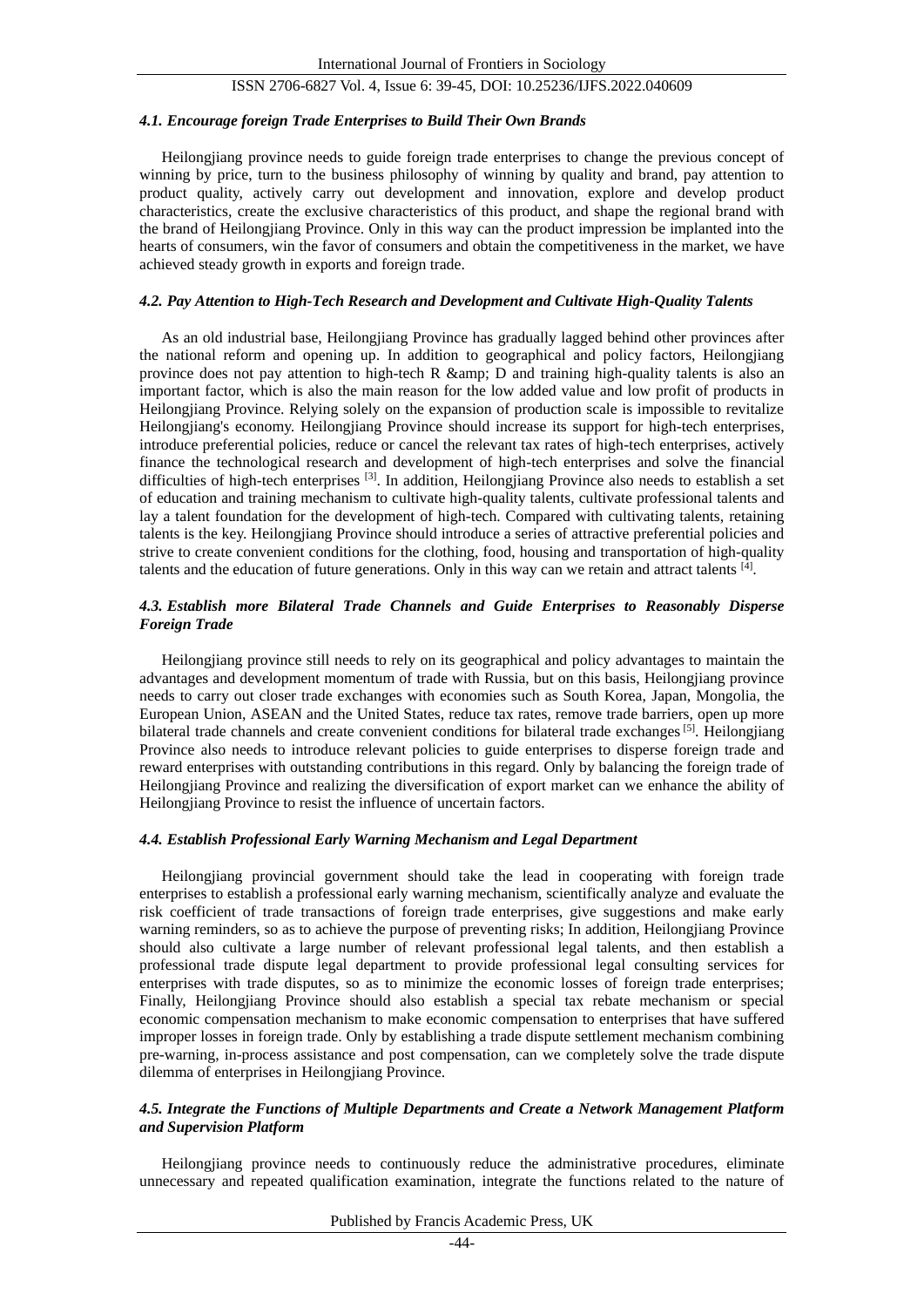#### *4.1. Encourage foreign Trade Enterprises to Build Their Own Brands*

Heilongjiang province needs to guide foreign trade enterprises to change the previous concept of winning by price, turn to the business philosophy of winning by quality and brand, pay attention to product quality, actively carry out development and innovation, explore and develop product characteristics, create the exclusive characteristics of this product, and shape the regional brand with the brand of Heilongjiang Province. Only in this way can the product impression be implanted into the hearts of consumers, win the favor of consumers and obtain the competitiveness in the market, we have achieved steady growth in exports and foreign trade.

#### *4.2. Pay Attention to High-Tech Research and Development and Cultivate High-Quality Talents*

As an old industrial base, Heilongjiang Province has gradually lagged behind other provinces after the national reform and opening up. In addition to geographical and policy factors, Heilongjiang province does not pay attention to high-tech R &amp; D and training high-quality talents is also an important factor, which is also the main reason for the low added value and low profit of products in Heilongjiang Province. Relying solely on the expansion of production scale is impossible to revitalize Heilongjiang's economy. Heilongjiang Province should increase its support for high-tech enterprises, introduce preferential policies, reduce or cancel the relevant tax rates of high-tech enterprises, actively finance the technological research and development of high-tech enterprises and solve the financial difficulties of high-tech enterprises [3]. In addition, Heilongjiang Province also needs to establish a set of education and training mechanism to cultivate high-quality talents, cultivate professional talents and lay a talent foundation for the development of high-tech. Compared with cultivating talents, retaining talents is the key. Heilongjiang Province should introduce a series of attractive preferential policies and strive to create convenient conditions for the clothing, food, housing and transportation of high-quality talents and the education of future generations. Only in this way can we retain and attract talents [4].

#### *4.3. Establish more Bilateral Trade Channels and Guide Enterprises to Reasonably Disperse Foreign Trade*

Heilongjiang province still needs to rely on its geographical and policy advantages to maintain the advantages and development momentum of trade with Russia, but on this basis, Heilongjiang province needs to carry out closer trade exchanges with economies such as South Korea, Japan, Mongolia, the European Union, ASEAN and the United States, reduce tax rates, remove trade barriers, open up more bilateral trade channels and create convenient conditions for bilateral trade exchanges [5]. Heilongjiang Province also needs to introduce relevant policies to guide enterprises to disperse foreign trade and reward enterprises with outstanding contributions in this regard. Only by balancing the foreign trade of Heilongjiang Province and realizing the diversification of export market can we enhance the ability of Heilongjiang Province to resist the influence of uncertain factors.

#### *4.4. Establish Professional Early Warning Mechanism and Legal Department*

Heilongjiang provincial government should take the lead in cooperating with foreign trade enterprises to establish a professional early warning mechanism, scientifically analyze and evaluate the risk coefficient of trade transactions of foreign trade enterprises, give suggestions and make early warning reminders, so as to achieve the purpose of preventing risks; In addition, Heilongjiang Province should also cultivate a large number of relevant professional legal talents, and then establish a professional trade dispute legal department to provide professional legal consulting services for enterprises with trade disputes, so as to minimize the economic losses of foreign trade enterprises; Finally, Heilongjiang Province should also establish a special tax rebate mechanism or special economic compensation mechanism to make economic compensation to enterprises that have suffered improper losses in foreign trade. Only by establishing a trade dispute settlement mechanism combining pre-warning, in-process assistance and post compensation, can we completely solve the trade dispute dilemma of enterprises in Heilongjiang Province.

#### *4.5. Integrate the Functions of Multiple Departments and Create a Network Management Platform and Supervision Platform*

Heilongjiang province needs to continuously reduce the administrative procedures, eliminate unnecessary and repeated qualification examination, integrate the functions related to the nature of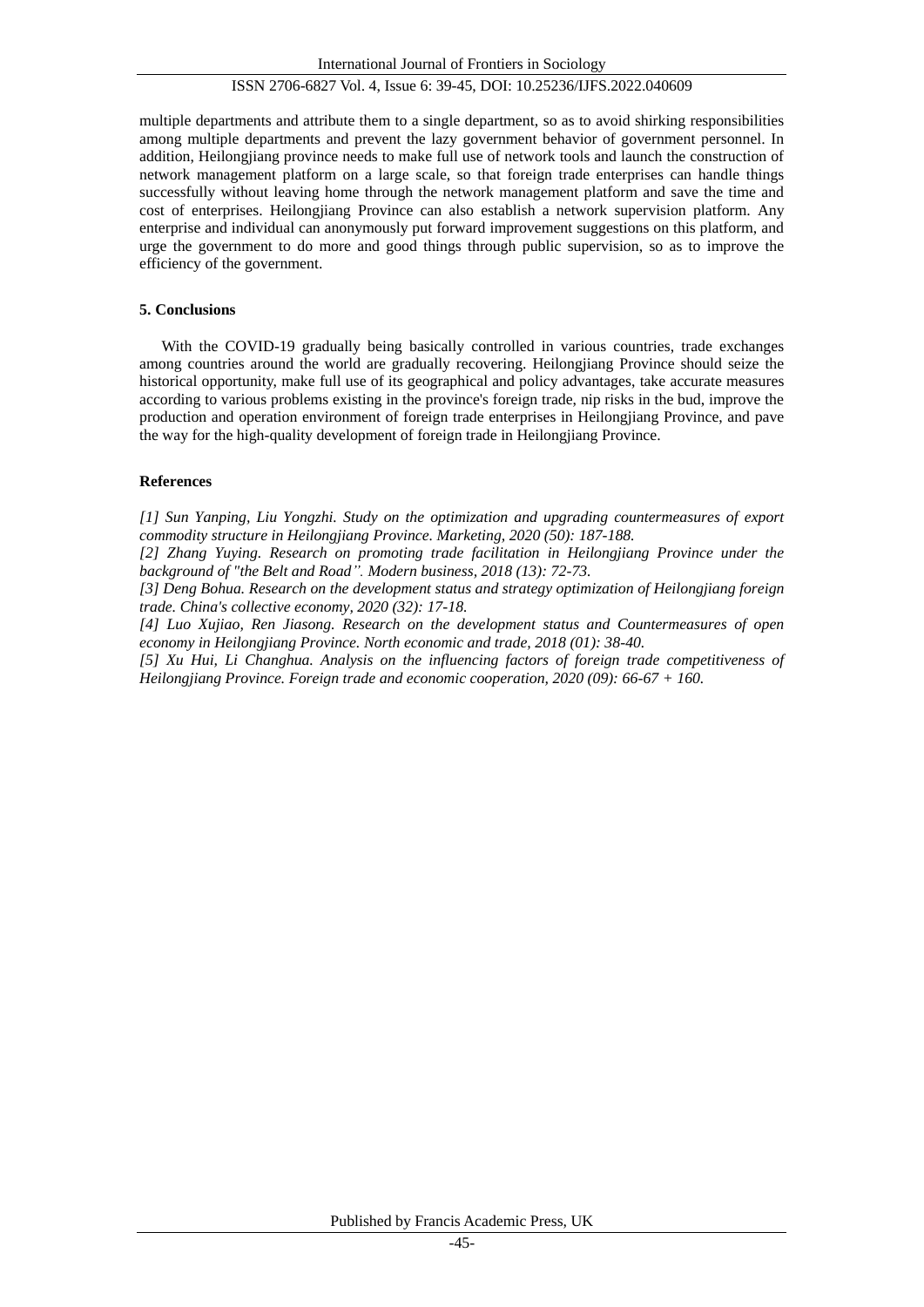multiple departments and attribute them to a single department, so as to avoid shirking responsibilities among multiple departments and prevent the lazy government behavior of government personnel. In addition, Heilongjiang province needs to make full use of network tools and launch the construction of network management platform on a large scale, so that foreign trade enterprises can handle things successfully without leaving home through the network management platform and save the time and cost of enterprises. Heilongjiang Province can also establish a network supervision platform. Any enterprise and individual can anonymously put forward improvement suggestions on this platform, and urge the government to do more and good things through public supervision, so as to improve the efficiency of the government.

## 5. Conclusions

With the COVID-19 gradually being basically controlled in various countries, trade exchanges among countries around the world are gradually recovering. Heilongjiang Province should seize the historical opportunity, make full use of its geographical and policy advantages, take accurate measures according to various problems existing in the province's foreign trade, nip risks in the bud, improve the production and operation environment of foreign trade enterprises in Heilongjiang Province, and pave the way for the high-quality development of foreign trade in Heilongjiang Province.

## References

*[1] Sun Yanping, Liu Yongzhi. Study on the optimization and upgrading countermeasures of export commodity structure in Heilongjiang Province. Marketing, 2020 (50): 187-188.*

*[2] Zhang Yuying. Research on promoting trade facilitation in Heilongjiang Province under the background of "the Belt and Road". Modern business, 2018 (13): 72-73.*

*[3] Deng Bohua. Research on the development status and strategy optimization of Heilongjiang foreign trade. China's collective economy, 2020 (32): 17-18.*

*[4] Luo Xujiao, Ren Jiasong. Research on the development status and Countermeasures of open economy in Heilongjiang Province. North economic and trade, 2018 (01): 38-40.*

*[5] Xu Hui, Li Changhua. Analysis on the influencing factors of foreign trade competitiveness of Heilongjiang Province. Foreign trade and economic cooperation, 2020 (09): 66-67 + 160.*